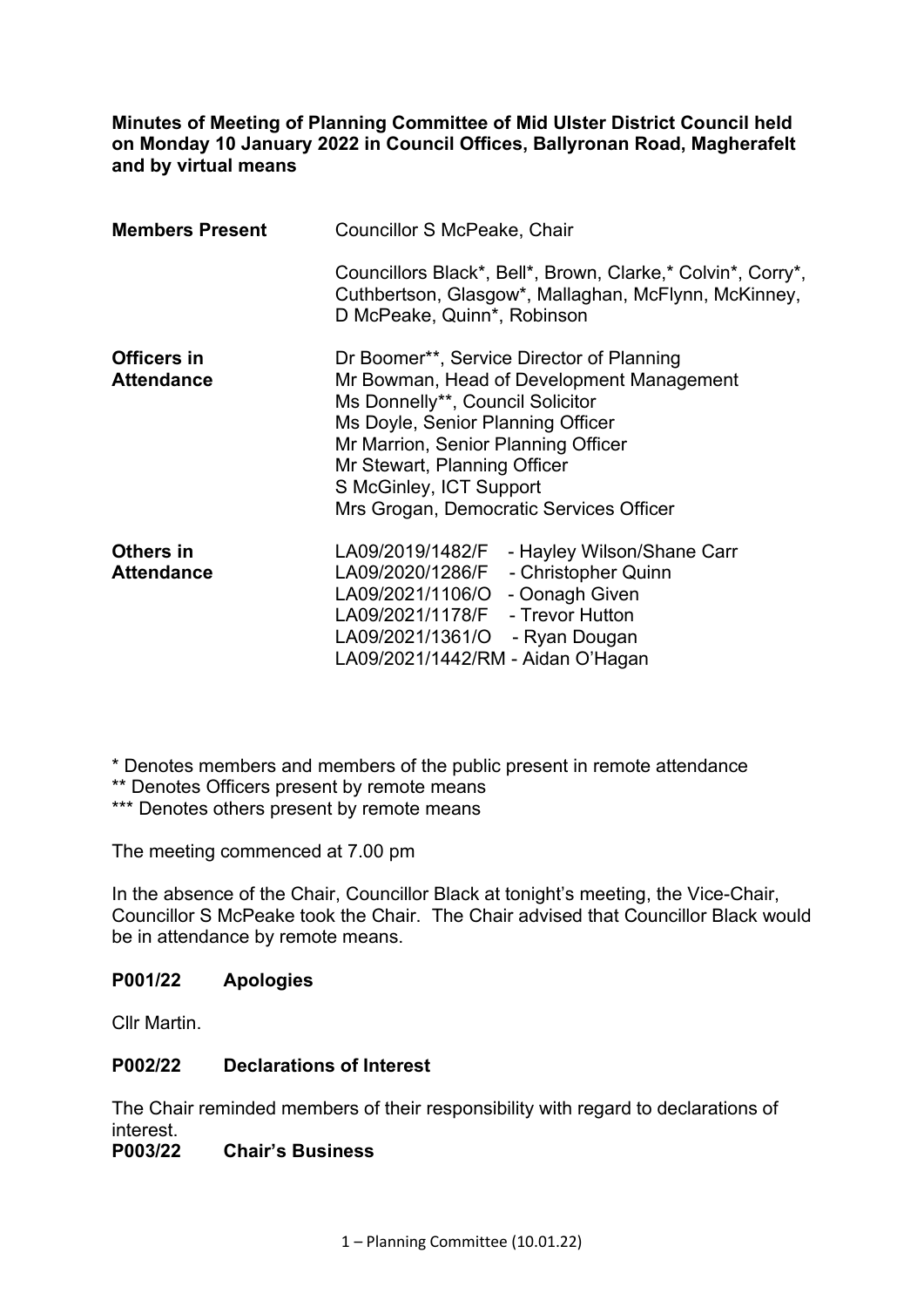**Minutes of Meeting of Planning Committee of Mid Ulster District Council held on Monday 10 January 2022 in Council Offices, Ballyronan Road, Magherafelt and by virtual means**

| | |
|---|---|
| **Members Present** | Councillor S McPeake, Chair<br><br>Councillors Black*, Bell*, Brown, Clarke,* Colvin*, Corry*, Cuthbertson, Glasgow*, Mallaghan, McFlynn, McKinney, D McPeake, Quinn*, Robinson |
| **Officers in Attendance** | Dr Boomer**, Service Director of Planning<br>Mr Bowman, Head of Development Management<br>Ms Donnelly**, Council Solicitor<br>Ms Doyle, Senior Planning Officer<br>Mr Marrion, Senior Planning Officer<br>Mr Stewart, Planning Officer<br>S McGinley, ICT Support<br>Mrs Grogan, Democratic Services Officer |
| **Others in Attendance** | LA09/2019/1482/F - Hayley Wilson/Shane Carr<br>LA09/2020/1286/F - Christopher Quinn<br>LA09/2021/1106/O - Oonagh Given<br>LA09/2021/1178/F - Trevor Hutton<br>LA09/2021/1361/O - Ryan Dougan<br>LA09/2021/1442/RM - Aidan O'Hagan |

\* Denotes members and members of the public present in remote attendance
** Denotes Officers present by remote means
*** Denotes others present by remote means

The meeting commenced at 7.00 pm

In the absence of the Chair, Councillor Black at tonight's meeting, the Vice-Chair, Councillor S McPeake took the Chair. The Chair advised that Councillor Black would be in attendance by remote means.

**P001/22 Apologies**

Cllr Martin.

**P002/22 Declarations of Interest**

The Chair reminded members of their responsibility with regard to declarations of interest.

**P003/22 Chair's Business**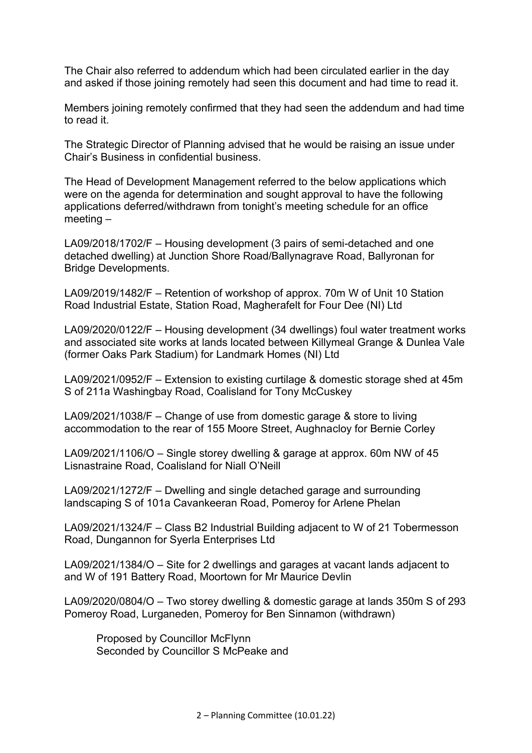The Chair also referred to addendum which had been circulated earlier in the day and asked if those joining remotely had seen this document and had time to read it.

Members joining remotely confirmed that they had seen the addendum and had time to read it.

The Strategic Director of Planning advised that he would be raising an issue under Chair's Business in confidential business.

The Head of Development Management referred to the below applications which were on the agenda for determination and sought approval to have the following applications deferred/withdrawn from tonight's meeting schedule for an office meeting –

LA09/2018/1702/F – Housing development (3 pairs of semi-detached and one detached dwelling) at Junction Shore Road/Ballynagrave Road, Ballyronan for Bridge Developments.

LA09/2019/1482/F – Retention of workshop of approx. 70m W of Unit 10 Station Road Industrial Estate, Station Road, Magherafelt for Four Dee (NI) Ltd

LA09/2020/0122/F – Housing development (34 dwellings) foul water treatment works and associated site works at lands located between Killymeal Grange & Dunlea Vale (former Oaks Park Stadium) for Landmark Homes (NI) Ltd

LA09/2021/0952/F – Extension to existing curtilage & domestic storage shed at 45m S of 211a Washingbay Road, Coalisland for Tony McCuskey

LA09/2021/1038/F – Change of use from domestic garage & store to living accommodation to the rear of 155 Moore Street, Aughnacloy for Bernie Corley

LA09/2021/1106/O – Single storey dwelling & garage at approx. 60m NW of 45 Lisnastraine Road, Coalisland for Niall O'Neill

LA09/2021/1272/F – Dwelling and single detached garage and surrounding landscaping S of 101a Cavankeeran Road, Pomeroy for Arlene Phelan

LA09/2021/1324/F – Class B2 Industrial Building adjacent to W of 21 Tobermesson Road, Dungannon for Syerla Enterprises Ltd

LA09/2021/1384/O – Site for 2 dwellings and garages at vacant lands adjacent to and W of 191 Battery Road, Moortown for Mr Maurice Devlin

LA09/2020/0804/O – Two storey dwelling & domestic garage at lands 350m S of 293 Pomeroy Road, Lurganeden, Pomeroy for Ben Sinnamon (withdrawn)

Proposed by Councillor McFlynn
Seconded by Councillor S McPeake and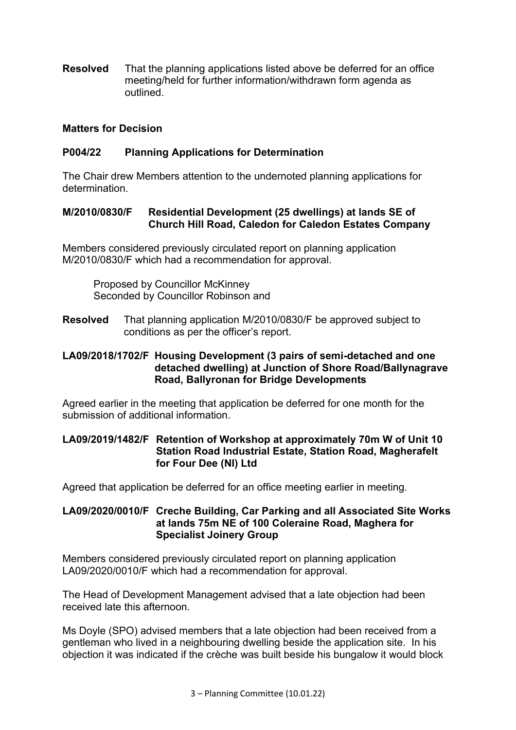**Resolved** That the planning applications listed above be deferred for an office meeting/held for further information/withdrawn form agenda as outlined.

**Matters for Decision**

**P004/22 Planning Applications for Determination**

The Chair drew Members attention to the undernoted planning applications for determination.

**M/2010/0830/F Residential Development (25 dwellings) at lands SE of Church Hill Road, Caledon for Caledon Estates Company**

Members considered previously circulated report on planning application M/2010/0830/F which had a recommendation for approval.

Proposed by Councillor McKinney
Seconded by Councillor Robinson and

**Resolved** That planning application M/2010/0830/F be approved subject to conditions as per the officer's report.

**LA09/2018/1702/F Housing Development (3 pairs of semi-detached and one detached dwelling) at Junction of Shore Road/Ballynagrave Road, Ballyronan for Bridge Developments**

Agreed earlier in the meeting that application be deferred for one month for the submission of additional information.

**LA09/2019/1482/F Retention of Workshop at approximately 70m W of Unit 10 Station Road Industrial Estate, Station Road, Magherafelt for Four Dee (NI) Ltd**

Agreed that application be deferred for an office meeting earlier in meeting.

**LA09/2020/0010/F Creche Building, Car Parking and all Associated Site Works at lands 75m NE of 100 Coleraine Road, Maghera for Specialist Joinery Group**

Members considered previously circulated report on planning application LA09/2020/0010/F which had a recommendation for approval.

The Head of Development Management advised that a late objection had been received late this afternoon.

Ms Doyle (SPO) advised members that a late objection had been received from a gentleman who lived in a neighbouring dwelling beside the application site. In his objection it was indicated if the crèche was built beside his bungalow it would block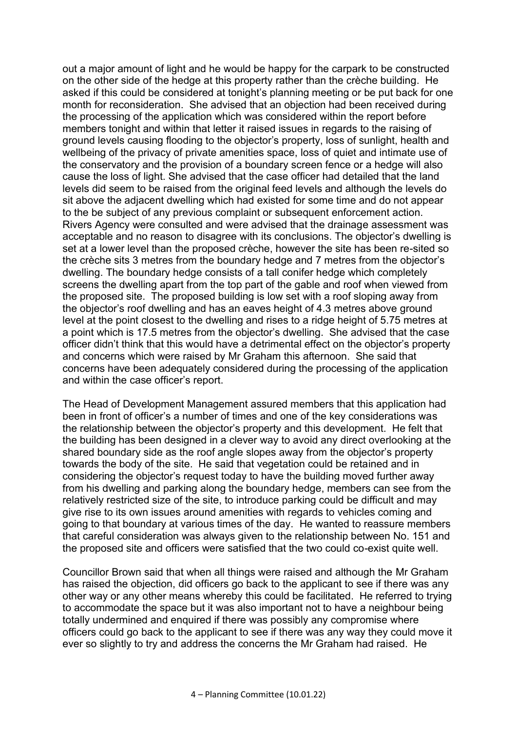out a major amount of light and he would be happy for the carpark to be constructed on the other side of the hedge at this property rather than the crèche building. He asked if this could be considered at tonight's planning meeting or be put back for one month for reconsideration. She advised that an objection had been received during the processing of the application which was considered within the report before members tonight and within that letter it raised issues in regards to the raising of ground levels causing flooding to the objector's property, loss of sunlight, health and wellbeing of the privacy of private amenities space, loss of quiet and intimate use of the conservatory and the provision of a boundary screen fence or a hedge will also cause the loss of light. She advised that the case officer had detailed that the land levels did seem to be raised from the original feed levels and although the levels do sit above the adjacent dwelling which had existed for some time and do not appear to the be subject of any previous complaint or subsequent enforcement action. Rivers Agency were consulted and were advised that the drainage assessment was acceptable and no reason to disagree with its conclusions. The objector's dwelling is set at a lower level than the proposed crèche, however the site has been re-sited so the crèche sits 3 metres from the boundary hedge and 7 metres from the objector's dwelling. The boundary hedge consists of a tall conifer hedge which completely screens the dwelling apart from the top part of the gable and roof when viewed from the proposed site. The proposed building is low set with a roof sloping away from the objector's roof dwelling and has an eaves height of 4.3 metres above ground level at the point closest to the dwelling and rises to a ridge height of 5.75 metres at a point which is 17.5 metres from the objector's dwelling. She advised that the case officer didn't think that this would have a detrimental effect on the objector's property and concerns which were raised by Mr Graham this afternoon. She said that concerns have been adequately considered during the processing of the application and within the case officer's report.

The Head of Development Management assured members that this application had been in front of officer's a number of times and one of the key considerations was the relationship between the objector's property and this development. He felt that the building has been designed in a clever way to avoid any direct overlooking at the shared boundary side as the roof angle slopes away from the objector's property towards the body of the site. He said that vegetation could be retained and in considering the objector's request today to have the building moved further away from his dwelling and parking along the boundary hedge, members can see from the relatively restricted size of the site, to introduce parking could be difficult and may give rise to its own issues around amenities with regards to vehicles coming and going to that boundary at various times of the day. He wanted to reassure members that careful consideration was always given to the relationship between No. 151 and the proposed site and officers were satisfied that the two could co-exist quite well.

Councillor Brown said that when all things were raised and although the Mr Graham has raised the objection, did officers go back to the applicant to see if there was any other way or any other means whereby this could be facilitated. He referred to trying to accommodate the space but it was also important not to have a neighbour being totally undermined and enquired if there was possibly any compromise where officers could go back to the applicant to see if there was any way they could move it ever so slightly to try and address the concerns the Mr Graham had raised. He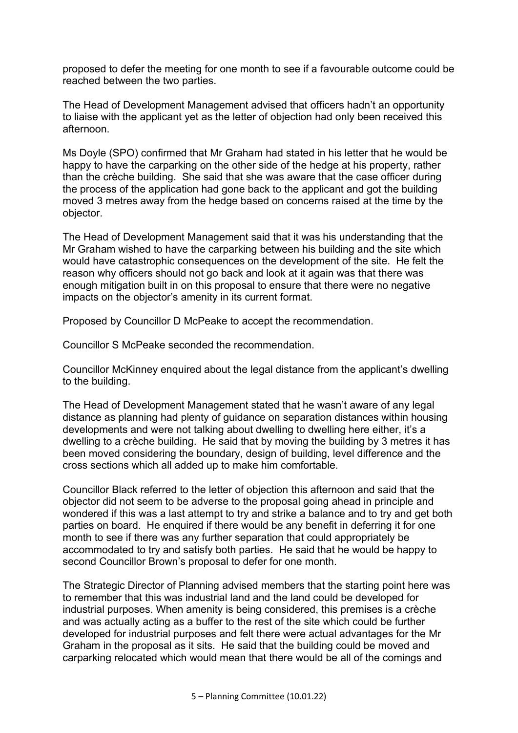proposed to defer the meeting for one month to see if a favourable outcome could be reached between the two parties.

The Head of Development Management advised that officers hadn't an opportunity to liaise with the applicant yet as the letter of objection had only been received this afternoon.

Ms Doyle (SPO) confirmed that Mr Graham had stated in his letter that he would be happy to have the carparking on the other side of the hedge at his property, rather than the crèche building. She said that she was aware that the case officer during the process of the application had gone back to the applicant and got the building moved 3 metres away from the hedge based on concerns raised at the time by the objector.

The Head of Development Management said that it was his understanding that the Mr Graham wished to have the carparking between his building and the site which would have catastrophic consequences on the development of the site. He felt the reason why officers should not go back and look at it again was that there was enough mitigation built in on this proposal to ensure that there were no negative impacts on the objector's amenity in its current format.

Proposed by Councillor D McPeake to accept the recommendation.

Councillor S McPeake seconded the recommendation.

Councillor McKinney enquired about the legal distance from the applicant's dwelling to the building.

The Head of Development Management stated that he wasn't aware of any legal distance as planning had plenty of guidance on separation distances within housing developments and were not talking about dwelling to dwelling here either, it's a dwelling to a crèche building. He said that by moving the building by 3 metres it has been moved considering the boundary, design of building, level difference and the cross sections which all added up to make him comfortable.

Councillor Black referred to the letter of objection this afternoon and said that the objector did not seem to be adverse to the proposal going ahead in principle and wondered if this was a last attempt to try and strike a balance and to try and get both parties on board. He enquired if there would be any benefit in deferring it for one month to see if there was any further separation that could appropriately be accommodated to try and satisfy both parties. He said that he would be happy to second Councillor Brown's proposal to defer for one month.

The Strategic Director of Planning advised members that the starting point here was to remember that this was industrial land and the land could be developed for industrial purposes. When amenity is being considered, this premises is a crèche and was actually acting as a buffer to the rest of the site which could be further developed for industrial purposes and felt there were actual advantages for the Mr Graham in the proposal as it sits. He said that the building could be moved and carparking relocated which would mean that there would be all of the comings and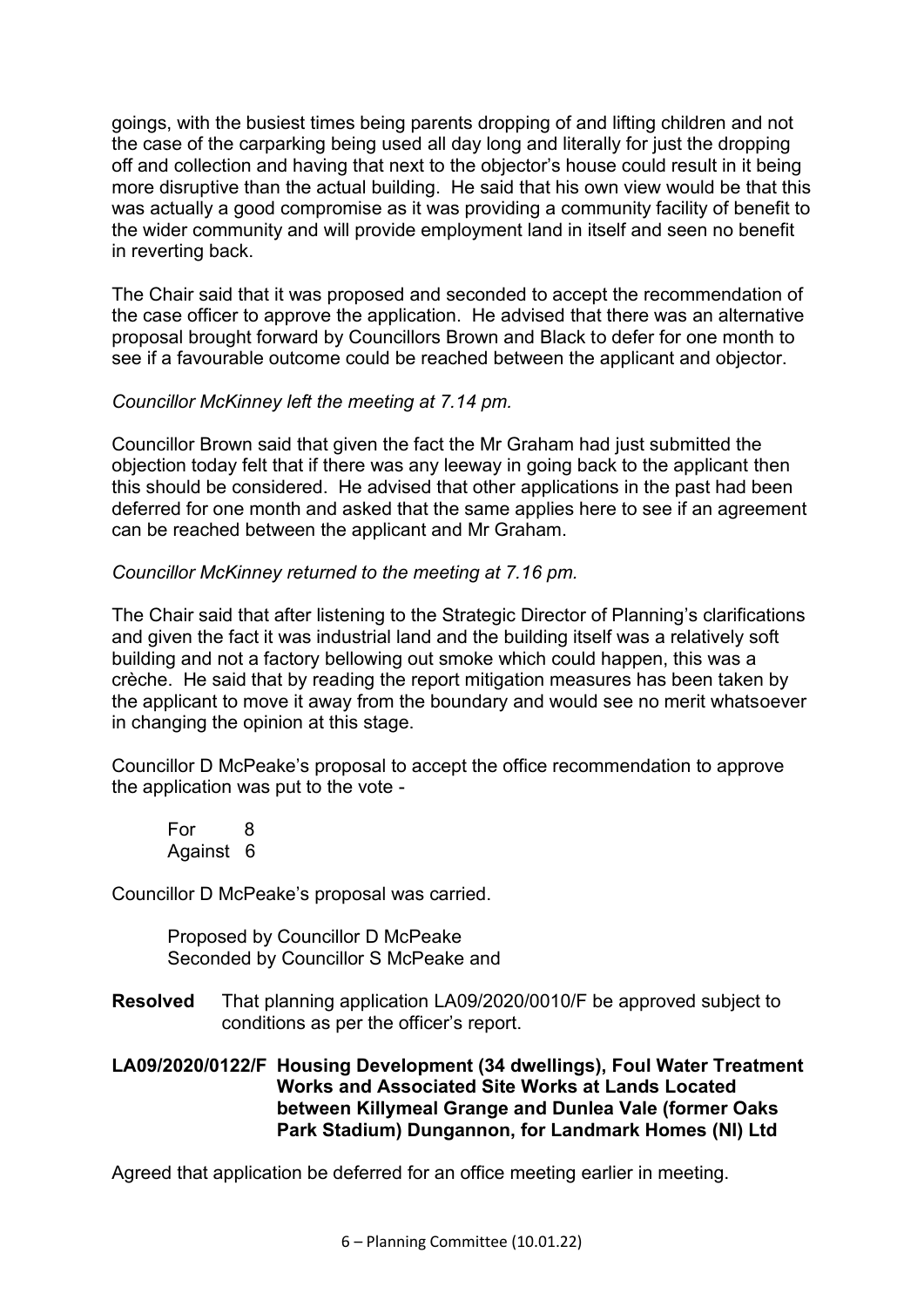goings, with the busiest times being parents dropping of and lifting children and not the case of the carparking being used all day long and literally for just the dropping off and collection and having that next to the objector's house could result in it being more disruptive than the actual building. He said that his own view would be that this was actually a good compromise as it was providing a community facility of benefit to the wider community and will provide employment land in itself and seen no benefit in reverting back.

The Chair said that it was proposed and seconded to accept the recommendation of the case officer to approve the application. He advised that there was an alternative proposal brought forward by Councillors Brown and Black to defer for one month to see if a favourable outcome could be reached between the applicant and objector.

*Councillor McKinney left the meeting at 7.14 pm.*

Councillor Brown said that given the fact the Mr Graham had just submitted the objection today felt that if there was any leeway in going back to the applicant then this should be considered. He advised that other applications in the past had been deferred for one month and asked that the same applies here to see if an agreement can be reached between the applicant and Mr Graham.

*Councillor McKinney returned to the meeting at 7.16 pm.*

The Chair said that after listening to the Strategic Director of Planning's clarifications and given the fact it was industrial land and the building itself was a relatively soft building and not a factory bellowing out smoke which could happen, this was a crèche. He said that by reading the report mitigation measures has been taken by the applicant to move it away from the boundary and would see no merit whatsoever in changing the opinion at this stage.

Councillor D McPeake's proposal to accept the office recommendation to approve the application was put to the vote -

For 8
Against 6

Councillor D McPeake's proposal was carried.

Proposed by Councillor D McPeake
Seconded by Councillor S McPeake and

**Resolved** That planning application LA09/2020/0010/F be approved subject to conditions as per the officer's report.

**LA09/2020/0122/F Housing Development (34 dwellings), Foul Water Treatment Works and Associated Site Works at Lands Located between Killymeal Grange and Dunlea Vale (former Oaks Park Stadium) Dungannon, for Landmark Homes (NI) Ltd**

Agreed that application be deferred for an office meeting earlier in meeting.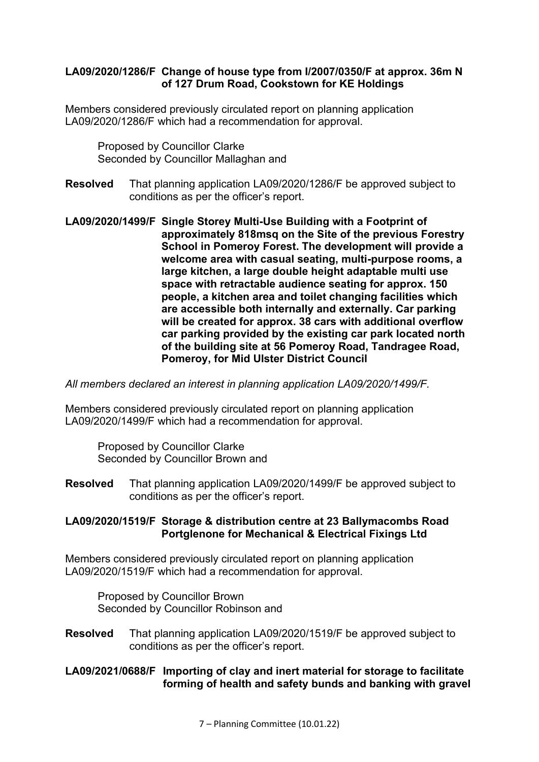**LA09/2020/1286/F Change of house type from I/2007/0350/F at approx. 36m N of 127 Drum Road, Cookstown for KE Holdings**

Members considered previously circulated report on planning application LA09/2020/1286/F which had a recommendation for approval.

Proposed by Councillor Clarke
Seconded by Councillor Mallaghan and

**Resolved** That planning application LA09/2020/1286/F be approved subject to conditions as per the officer's report.

**LA09/2020/1499/F Single Storey Multi-Use Building with a Footprint of approximately 818msq on the Site of the previous Forestry School in Pomeroy Forest. The development will provide a welcome area with casual seating, multi-purpose rooms, a large kitchen, a large double height adaptable multi use space with retractable audience seating for approx. 150 people, a kitchen area and toilet changing facilities which are accessible both internally and externally. Car parking will be created for approx. 38 cars with additional overflow car parking provided by the existing car park located north of the building site at 56 Pomeroy Road, Tandragee Road, Pomeroy, for Mid Ulster District Council**

*All members declared an interest in planning application LA09/2020/1499/F.*

Members considered previously circulated report on planning application LA09/2020/1499/F which had a recommendation for approval.

Proposed by Councillor Clarke
Seconded by Councillor Brown and

**Resolved** That planning application LA09/2020/1499/F be approved subject to conditions as per the officer's report.

**LA09/2020/1519/F Storage & distribution centre at 23 Ballymacombs Road Portglenone for Mechanical & Electrical Fixings Ltd**

Members considered previously circulated report on planning application LA09/2020/1519/F which had a recommendation for approval.

Proposed by Councillor Brown
Seconded by Councillor Robinson and

**Resolved** That planning application LA09/2020/1519/F be approved subject to conditions as per the officer's report.

**LA09/2021/0688/F Importing of clay and inert material for storage to facilitate forming of health and safety bunds and banking with gravel**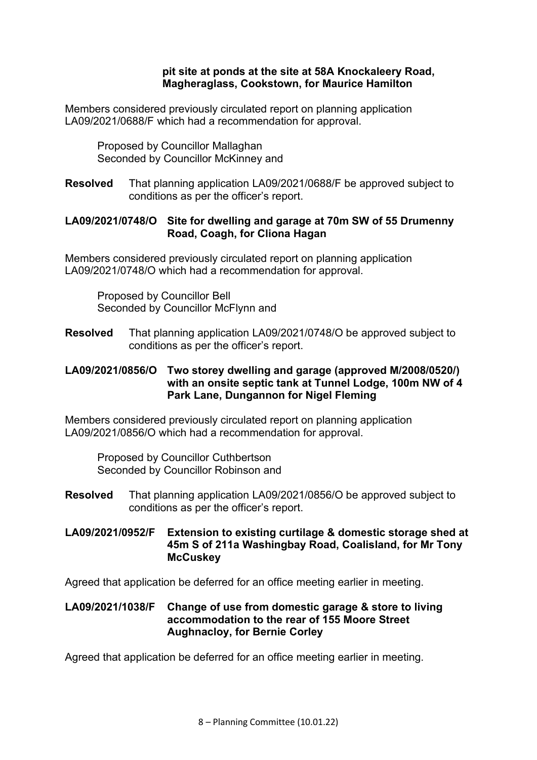**pit site at ponds at the site at 58A Knockaleery Road, Magheraglass, Cookstown, for Maurice Hamilton**

Members considered previously circulated report on planning application LA09/2021/0688/F which had a recommendation for approval.

Proposed by Councillor Mallaghan
Seconded by Councillor McKinney and

**Resolved** That planning application LA09/2021/0688/F be approved subject to conditions as per the officer's report.

**LA09/2021/0748/O Site for dwelling and garage at 70m SW of 55 Drumenny Road, Coagh, for Cliona Hagan**

Members considered previously circulated report on planning application LA09/2021/0748/O which had a recommendation for approval.

Proposed by Councillor Bell
Seconded by Councillor McFlynn and

**Resolved** That planning application LA09/2021/0748/O be approved subject to conditions as per the officer's report.

**LA09/2021/0856/O Two storey dwelling and garage (approved M/2008/0520/) with an onsite septic tank at Tunnel Lodge, 100m NW of 4 Park Lane, Dungannon for Nigel Fleming**

Members considered previously circulated report on planning application LA09/2021/0856/O which had a recommendation for approval.

Proposed by Councillor Cuthbertson
Seconded by Councillor Robinson and

**Resolved** That planning application LA09/2021/0856/O be approved subject to conditions as per the officer's report.

**LA09/2021/0952/F Extension to existing curtilage & domestic storage shed at 45m S of 211a Washingbay Road, Coalisland, for Mr Tony McCuskey**

Agreed that application be deferred for an office meeting earlier in meeting.

**LA09/2021/1038/F Change of use from domestic garage & store to living accommodation to the rear of 155 Moore Street Aughnacloy, for Bernie Corley**

Agreed that application be deferred for an office meeting earlier in meeting.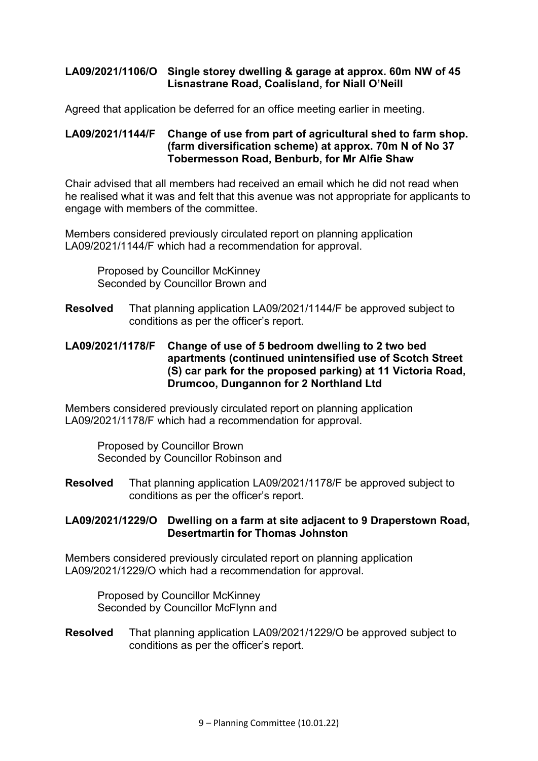**LA09/2021/1106/O Single storey dwelling & garage at approx. 60m NW of 45 Lisnastrane Road, Coalisland, for Niall O'Neill**

Agreed that application be deferred for an office meeting earlier in meeting.

**LA09/2021/1144/F Change of use from part of agricultural shed to farm shop. (farm diversification scheme) at approx. 70m N of No 37 Tobermesson Road, Benburb, for Mr Alfie Shaw**

Chair advised that all members had received an email which he did not read when he realised what it was and felt that this avenue was not appropriate for applicants to engage with members of the committee.

Members considered previously circulated report on planning application LA09/2021/1144/F which had a recommendation for approval.

Proposed by Councillor McKinney
Seconded by Councillor Brown and

**Resolved** That planning application LA09/2021/1144/F be approved subject to conditions as per the officer's report.

**LA09/2021/1178/F Change of use of 5 bedroom dwelling to 2 two bed apartments (continued unintensified use of Scotch Street (S) car park for the proposed parking) at 11 Victoria Road, Drumcoo, Dungannon for 2 Northland Ltd**

Members considered previously circulated report on planning application LA09/2021/1178/F which had a recommendation for approval.

Proposed by Councillor Brown
Seconded by Councillor Robinson and

**Resolved** That planning application LA09/2021/1178/F be approved subject to conditions as per the officer's report.

**LA09/2021/1229/O Dwelling on a farm at site adjacent to 9 Draperstown Road, Desertmartin for Thomas Johnston**

Members considered previously circulated report on planning application LA09/2021/1229/O which had a recommendation for approval.

Proposed by Councillor McKinney
Seconded by Councillor McFlynn and

**Resolved** That planning application LA09/2021/1229/O be approved subject to conditions as per the officer's report.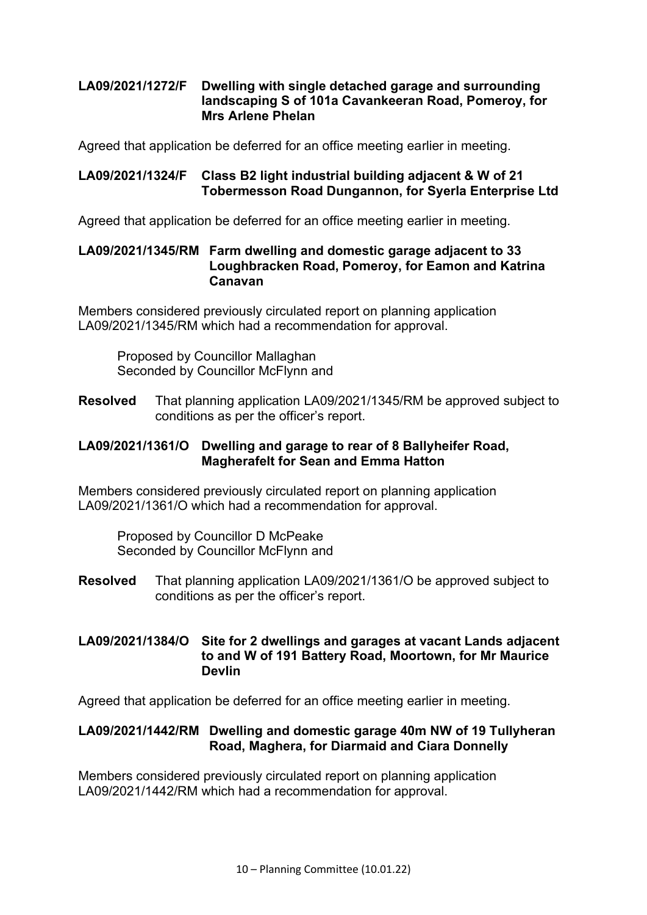**LA09/2021/1272/F Dwelling with single detached garage and surrounding landscaping S of 101a Cavankeeran Road, Pomeroy, for Mrs Arlene Phelan**

Agreed that application be deferred for an office meeting earlier in meeting.

**LA09/2021/1324/F Class B2 light industrial building adjacent & W of 21 Tobermesson Road Dungannon, for Syerla Enterprise Ltd**

Agreed that application be deferred for an office meeting earlier in meeting.

**LA09/2021/1345/RM Farm dwelling and domestic garage adjacent to 33 Loughbracken Road, Pomeroy, for Eamon and Katrina Canavan**

Members considered previously circulated report on planning application LA09/2021/1345/RM which had a recommendation for approval.

Proposed by Councillor Mallaghan
Seconded by Councillor McFlynn and

**Resolved** That planning application LA09/2021/1345/RM be approved subject to conditions as per the officer's report.

**LA09/2021/1361/O Dwelling and garage to rear of 8 Ballyheifer Road, Magherafelt for Sean and Emma Hatton**

Members considered previously circulated report on planning application LA09/2021/1361/O which had a recommendation for approval.

Proposed by Councillor D McPeake
Seconded by Councillor McFlynn and

**Resolved** That planning application LA09/2021/1361/O be approved subject to conditions as per the officer's report.

**LA09/2021/1384/O Site for 2 dwellings and garages at vacant Lands adjacent to and W of 191 Battery Road, Moortown, for Mr Maurice Devlin**

Agreed that application be deferred for an office meeting earlier in meeting.

**LA09/2021/1442/RM Dwelling and domestic garage 40m NW of 19 Tullyheran Road, Maghera, for Diarmaid and Ciara Donnelly**

Members considered previously circulated report on planning application LA09/2021/1442/RM which had a recommendation for approval.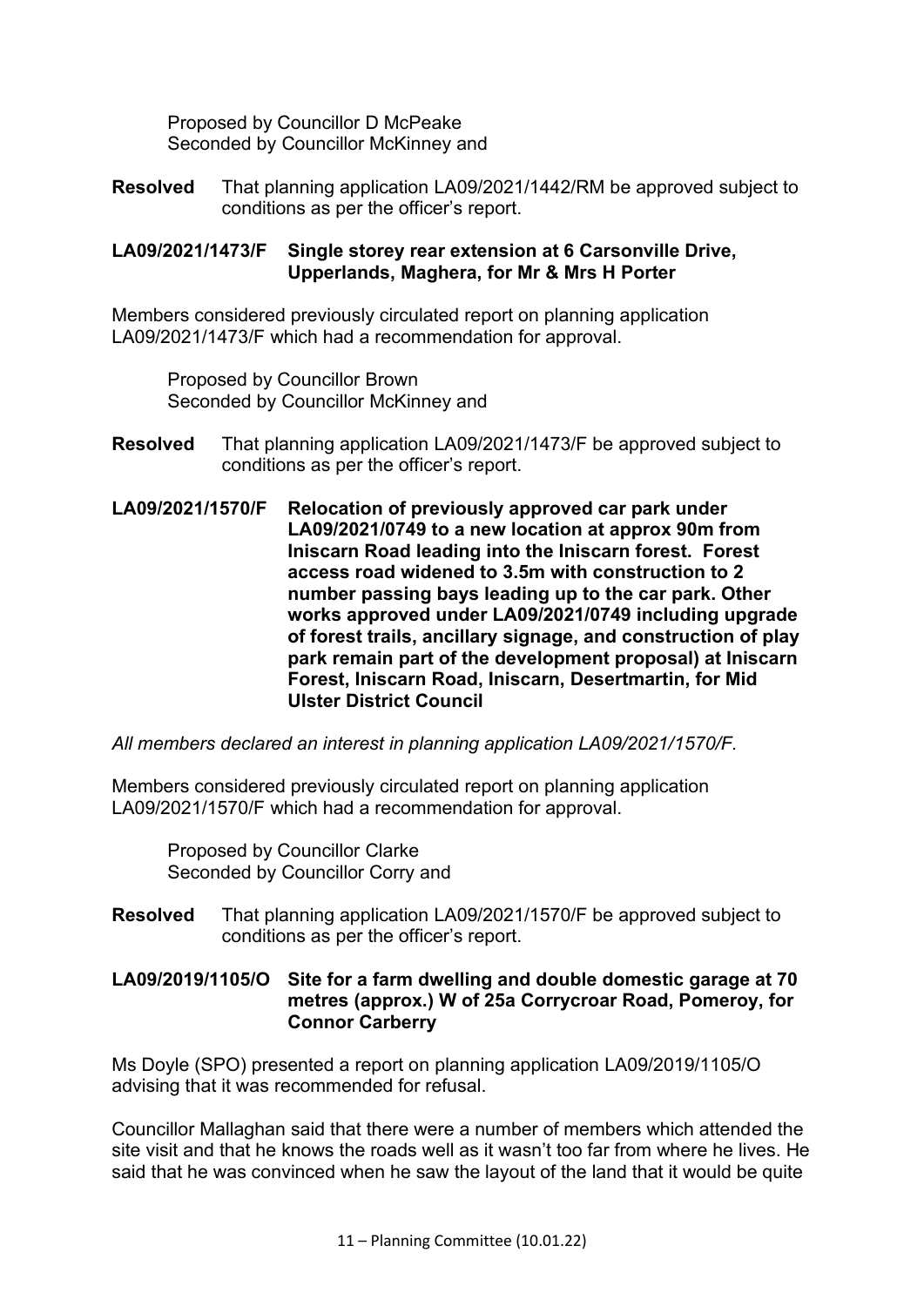Proposed by Councillor D McPeake
Seconded by Councillor McKinney and

**Resolved** That planning application LA09/2021/1442/RM be approved subject to conditions as per the officer's report.

**LA09/2021/1473/F Single storey rear extension at 6 Carsonville Drive, Upperlands, Maghera, for Mr & Mrs H Porter**

Members considered previously circulated report on planning application LA09/2021/1473/F which had a recommendation for approval.

Proposed by Councillor Brown
Seconded by Councillor McKinney and

**Resolved** That planning application LA09/2021/1473/F be approved subject to conditions as per the officer's report.

**LA09/2021/1570/F Relocation of previously approved car park under LA09/2021/0749 to a new location at approx 90m from Iniscarn Road leading into the Iniscarn forest. Forest access road widened to 3.5m with construction to 2 number passing bays leading up to the car park. Other works approved under LA09/2021/0749 including upgrade of forest trails, ancillary signage, and construction of play park remain part of the development proposal) at Iniscarn Forest, Iniscarn Road, Iniscarn, Desertmartin, for Mid Ulster District Council**

*All members declared an interest in planning application LA09/2021/1570/F.*

Members considered previously circulated report on planning application LA09/2021/1570/F which had a recommendation for approval.

Proposed by Councillor Clarke
Seconded by Councillor Corry and

**Resolved** That planning application LA09/2021/1570/F be approved subject to conditions as per the officer's report.

**LA09/2019/1105/O Site for a farm dwelling and double domestic garage at 70 metres (approx.) W of 25a Corrycroar Road, Pomeroy, for Connor Carberry**

Ms Doyle (SPO) presented a report on planning application LA09/2019/1105/O advising that it was recommended for refusal.

Councillor Mallaghan said that there were a number of members which attended the site visit and that he knows the roads well as it wasn't too far from where he lives. He said that he was convinced when he saw the layout of the land that it would be quite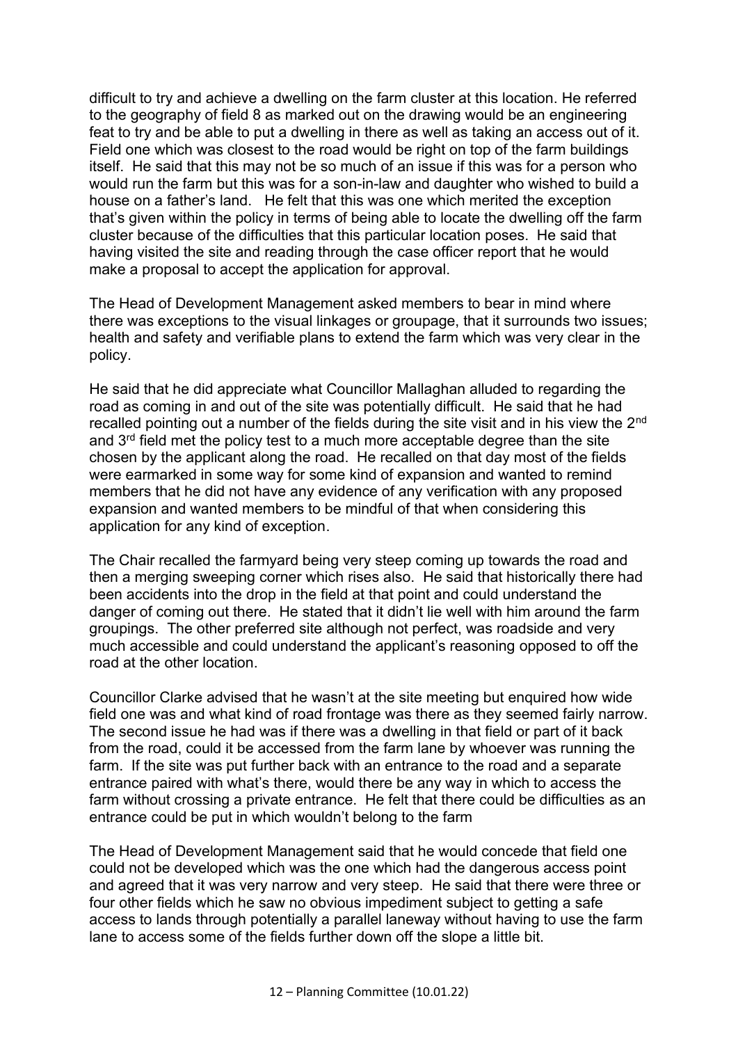difficult to try and achieve a dwelling on the farm cluster at this location. He referred to the geography of field 8 as marked out on the drawing would be an engineering feat to try and be able to put a dwelling in there as well as taking an access out of it. Field one which was closest to the road would be right on top of the farm buildings itself. He said that this may not be so much of an issue if this was for a person who would run the farm but this was for a son-in-law and daughter who wished to build a house on a father's land. He felt that this was one which merited the exception that's given within the policy in terms of being able to locate the dwelling off the farm cluster because of the difficulties that this particular location poses. He said that having visited the site and reading through the case officer report that he would make a proposal to accept the application for approval.

The Head of Development Management asked members to bear in mind where there was exceptions to the visual linkages or groupage, that it surrounds two issues; health and safety and verifiable plans to extend the farm which was very clear in the policy.

He said that he did appreciate what Councillor Mallaghan alluded to regarding the road as coming in and out of the site was potentially difficult. He said that he had recalled pointing out a number of the fields during the site visit and in his view the 2nd and 3rd field met the policy test to a much more acceptable degree than the site chosen by the applicant along the road. He recalled on that day most of the fields were earmarked in some way for some kind of expansion and wanted to remind members that he did not have any evidence of any verification with any proposed expansion and wanted members to be mindful of that when considering this application for any kind of exception.

The Chair recalled the farmyard being very steep coming up towards the road and then a merging sweeping corner which rises also. He said that historically there had been accidents into the drop in the field at that point and could understand the danger of coming out there. He stated that it didn't lie well with him around the farm groupings. The other preferred site although not perfect, was roadside and very much accessible and could understand the applicant's reasoning opposed to off the road at the other location.

Councillor Clarke advised that he wasn't at the site meeting but enquired how wide field one was and what kind of road frontage was there as they seemed fairly narrow. The second issue he had was if there was a dwelling in that field or part of it back from the road, could it be accessed from the farm lane by whoever was running the farm. If the site was put further back with an entrance to the road and a separate entrance paired with what's there, would there be any way in which to access the farm without crossing a private entrance. He felt that there could be difficulties as an entrance could be put in which wouldn't belong to the farm

The Head of Development Management said that he would concede that field one could not be developed which was the one which had the dangerous access point and agreed that it was very narrow and very steep. He said that there were three or four other fields which he saw no obvious impediment subject to getting a safe access to lands through potentially a parallel laneway without having to use the farm lane to access some of the fields further down off the slope a little bit.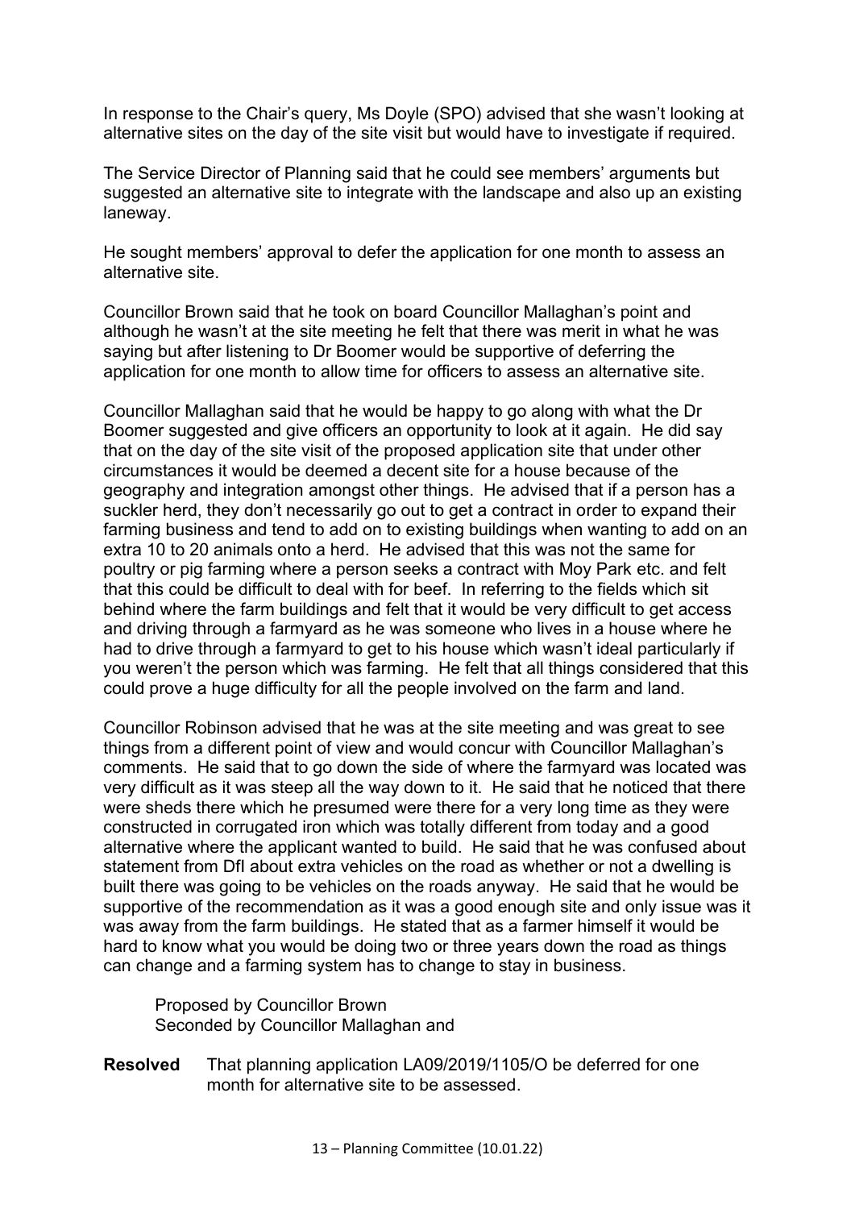In response to the Chair's query, Ms Doyle (SPO) advised that she wasn't looking at alternative sites on the day of the site visit but would have to investigate if required.

The Service Director of Planning said that he could see members' arguments but suggested an alternative site to integrate with the landscape and also up an existing laneway.

He sought members' approval to defer the application for one month to assess an alternative site.

Councillor Brown said that he took on board Councillor Mallaghan's point and although he wasn't at the site meeting he felt that there was merit in what he was saying but after listening to Dr Boomer would be supportive of deferring the application for one month to allow time for officers to assess an alternative site.

Councillor Mallaghan said that he would be happy to go along with what the Dr Boomer suggested and give officers an opportunity to look at it again. He did say that on the day of the site visit of the proposed application site that under other circumstances it would be deemed a decent site for a house because of the geography and integration amongst other things. He advised that if a person has a suckler herd, they don't necessarily go out to get a contract in order to expand their farming business and tend to add on to existing buildings when wanting to add on an extra 10 to 20 animals onto a herd. He advised that this was not the same for poultry or pig farming where a person seeks a contract with Moy Park etc. and felt that this could be difficult to deal with for beef. In referring to the fields which sit behind where the farm buildings and felt that it would be very difficult to get access and driving through a farmyard as he was someone who lives in a house where he had to drive through a farmyard to get to his house which wasn't ideal particularly if you weren't the person which was farming. He felt that all things considered that this could prove a huge difficulty for all the people involved on the farm and land.

Councillor Robinson advised that he was at the site meeting and was great to see things from a different point of view and would concur with Councillor Mallaghan's comments. He said that to go down the side of where the farmyard was located was very difficult as it was steep all the way down to it. He said that he noticed that there were sheds there which he presumed were there for a very long time as they were constructed in corrugated iron which was totally different from today and a good alternative where the applicant wanted to build. He said that he was confused about statement from DfI about extra vehicles on the road as whether or not a dwelling is built there was going to be vehicles on the roads anyway. He said that he would be supportive of the recommendation as it was a good enough site and only issue was it was away from the farm buildings. He stated that as a farmer himself it would be hard to know what you would be doing two or three years down the road as things can change and a farming system has to change to stay in business.

Proposed by Councillor Brown
Seconded by Councillor Mallaghan and

**Resolved** That planning application LA09/2019/1105/O be deferred for one month for alternative site to be assessed.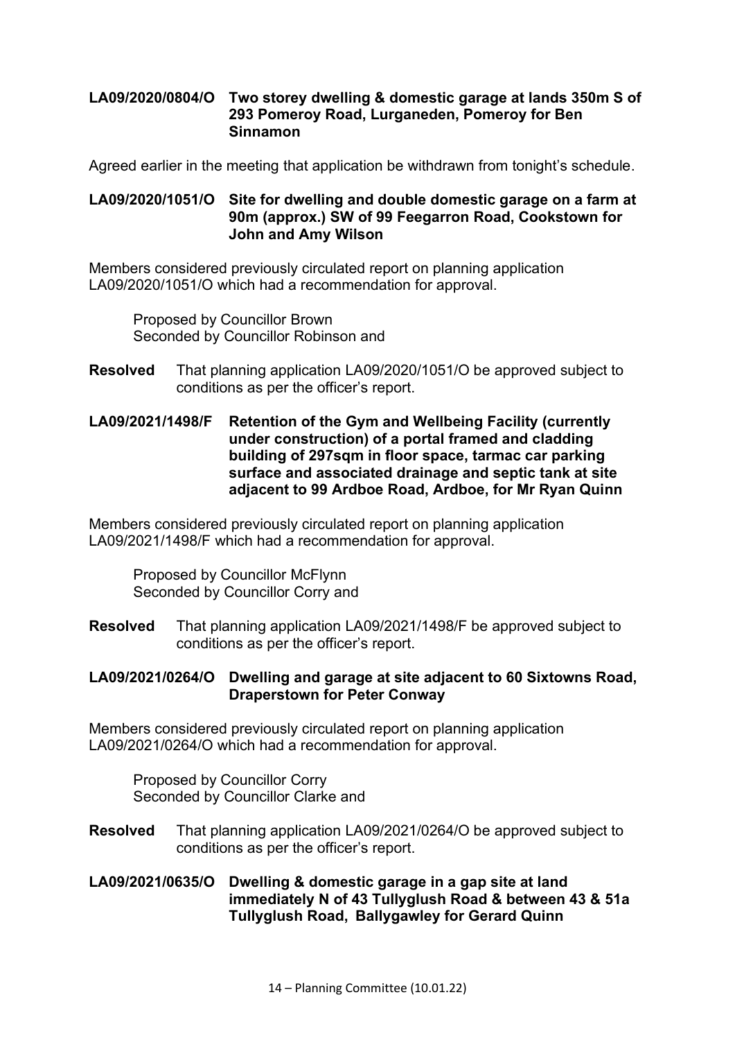**LA09/2020/0804/O Two storey dwelling & domestic garage at lands 350m S of 293 Pomeroy Road, Lurganeden, Pomeroy for Ben Sinnamon**

Agreed earlier in the meeting that application be withdrawn from tonight's schedule.

**LA09/2020/1051/O Site for dwelling and double domestic garage on a farm at 90m (approx.) SW of 99 Feegarron Road, Cookstown for John and Amy Wilson**

Members considered previously circulated report on planning application LA09/2020/1051/O which had a recommendation for approval.

Proposed by Councillor Brown
Seconded by Councillor Robinson and

**Resolved** That planning application LA09/2020/1051/O be approved subject to conditions as per the officer's report.

**LA09/2021/1498/F Retention of the Gym and Wellbeing Facility (currently under construction) of a portal framed and cladding building of 297sqm in floor space, tarmac car parking surface and associated drainage and septic tank at site adjacent to 99 Ardboe Road, Ardboe, for Mr Ryan Quinn**

Members considered previously circulated report on planning application LA09/2021/1498/F which had a recommendation for approval.

Proposed by Councillor McFlynn
Seconded by Councillor Corry and

**Resolved** That planning application LA09/2021/1498/F be approved subject to conditions as per the officer's report.

**LA09/2021/0264/O Dwelling and garage at site adjacent to 60 Sixtowns Road, Draperstown for Peter Conway**

Members considered previously circulated report on planning application LA09/2021/0264/O which had a recommendation for approval.

Proposed by Councillor Corry
Seconded by Councillor Clarke and

**Resolved** That planning application LA09/2021/0264/O be approved subject to conditions as per the officer's report.

**LA09/2021/0635/O Dwelling & domestic garage in a gap site at land immediately N of 43 Tullyglush Road & between 43 & 51a Tullyglush Road, Ballygawley for Gerard Quinn**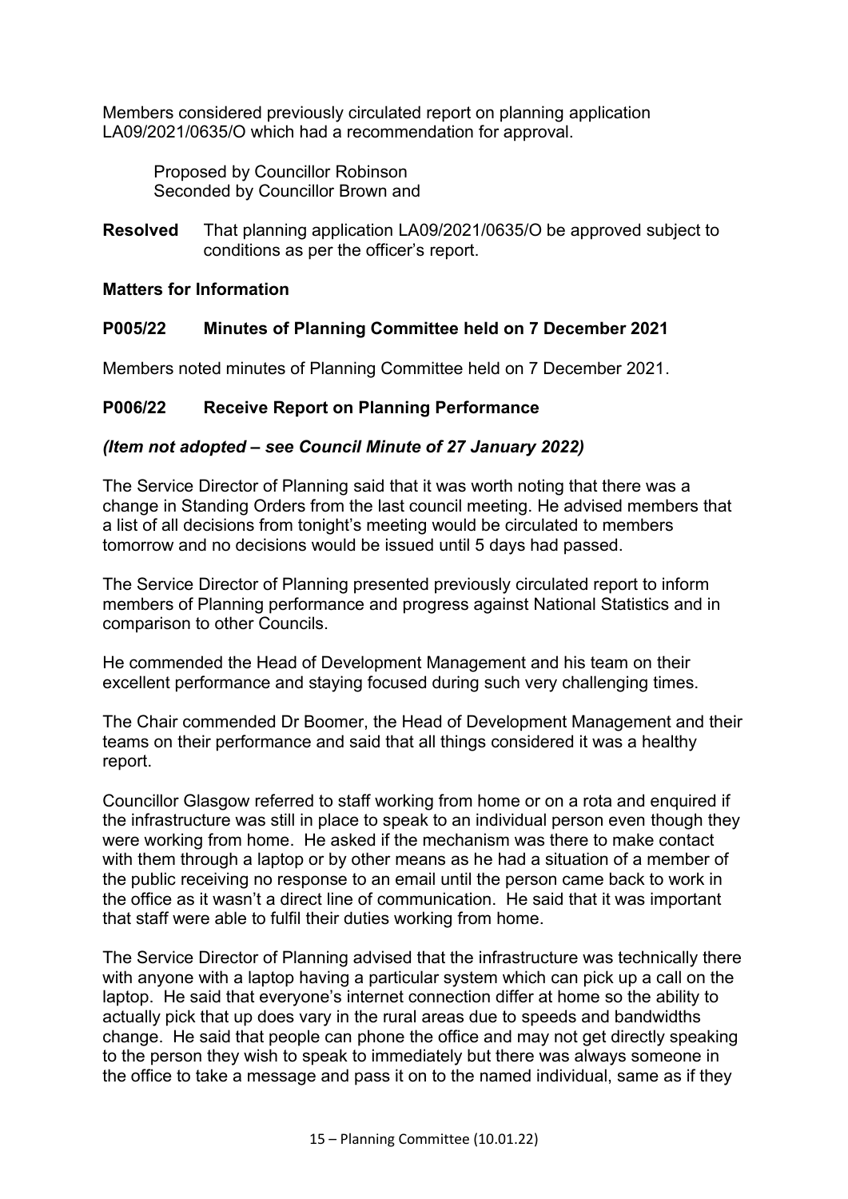Members considered previously circulated report on planning application LA09/2021/0635/O which had a recommendation for approval.

Proposed by Councillor Robinson
Seconded by Councillor Brown and

**Resolved** That planning application LA09/2021/0635/O be approved subject to conditions as per the officer's report.

**Matters for Information**

**P005/22 Minutes of Planning Committee held on 7 December 2021**

Members noted minutes of Planning Committee held on 7 December 2021.

**P006/22 Receive Report on Planning Performance**

***(Item not adopted – see Council Minute of 27 January 2022)***

The Service Director of Planning said that it was worth noting that there was a change in Standing Orders from the last council meeting. He advised members that a list of all decisions from tonight's meeting would be circulated to members tomorrow and no decisions would be issued until 5 days had passed.

The Service Director of Planning presented previously circulated report to inform members of Planning performance and progress against National Statistics and in comparison to other Councils.

He commended the Head of Development Management and his team on their excellent performance and staying focused during such very challenging times.

The Chair commended Dr Boomer, the Head of Development Management and their teams on their performance and said that all things considered it was a healthy report.

Councillor Glasgow referred to staff working from home or on a rota and enquired if the infrastructure was still in place to speak to an individual person even though they were working from home. He asked if the mechanism was there to make contact with them through a laptop or by other means as he had a situation of a member of the public receiving no response to an email until the person came back to work in the office as it wasn't a direct line of communication. He said that it was important that staff were able to fulfil their duties working from home.

The Service Director of Planning advised that the infrastructure was technically there with anyone with a laptop having a particular system which can pick up a call on the laptop. He said that everyone's internet connection differ at home so the ability to actually pick that up does vary in the rural areas due to speeds and bandwidths change. He said that people can phone the office and may not get directly speaking to the person they wish to speak to immediately but there was always someone in the office to take a message and pass it on to the named individual, same as if they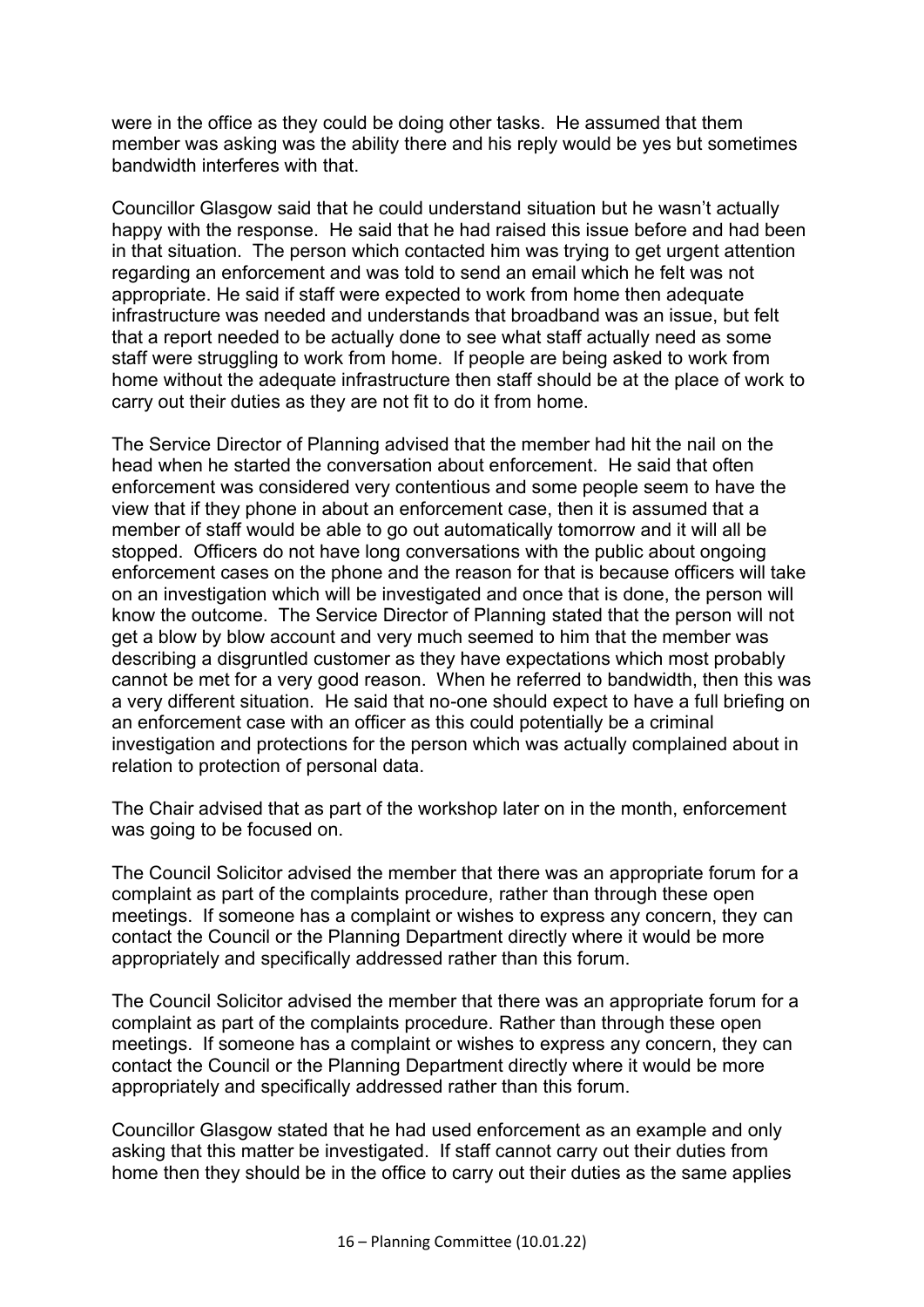were in the office as they could be doing other tasks. He assumed that them member was asking was the ability there and his reply would be yes but sometimes bandwidth interferes with that.

Councillor Glasgow said that he could understand situation but he wasn't actually happy with the response. He said that he had raised this issue before and had been in that situation. The person which contacted him was trying to get urgent attention regarding an enforcement and was told to send an email which he felt was not appropriate. He said if staff were expected to work from home then adequate infrastructure was needed and understands that broadband was an issue, but felt that a report needed to be actually done to see what staff actually need as some staff were struggling to work from home. If people are being asked to work from home without the adequate infrastructure then staff should be at the place of work to carry out their duties as they are not fit to do it from home.

The Service Director of Planning advised that the member had hit the nail on the head when he started the conversation about enforcement. He said that often enforcement was considered very contentious and some people seem to have the view that if they phone in about an enforcement case, then it is assumed that a member of staff would be able to go out automatically tomorrow and it will all be stopped. Officers do not have long conversations with the public about ongoing enforcement cases on the phone and the reason for that is because officers will take on an investigation which will be investigated and once that is done, the person will know the outcome. The Service Director of Planning stated that the person will not get a blow by blow account and very much seemed to him that the member was describing a disgruntled customer as they have expectations which most probably cannot be met for a very good reason. When he referred to bandwidth, then this was a very different situation. He said that no-one should expect to have a full briefing on an enforcement case with an officer as this could potentially be a criminal investigation and protections for the person which was actually complained about in relation to protection of personal data.

The Chair advised that as part of the workshop later on in the month, enforcement was going to be focused on.

The Council Solicitor advised the member that there was an appropriate forum for a complaint as part of the complaints procedure, rather than through these open meetings. If someone has a complaint or wishes to express any concern, they can contact the Council or the Planning Department directly where it would be more appropriately and specifically addressed rather than this forum.

The Council Solicitor advised the member that there was an appropriate forum for a complaint as part of the complaints procedure. Rather than through these open meetings. If someone has a complaint or wishes to express any concern, they can contact the Council or the Planning Department directly where it would be more appropriately and specifically addressed rather than this forum.

Councillor Glasgow stated that he had used enforcement as an example and only asking that this matter be investigated. If staff cannot carry out their duties from home then they should be in the office to carry out their duties as the same applies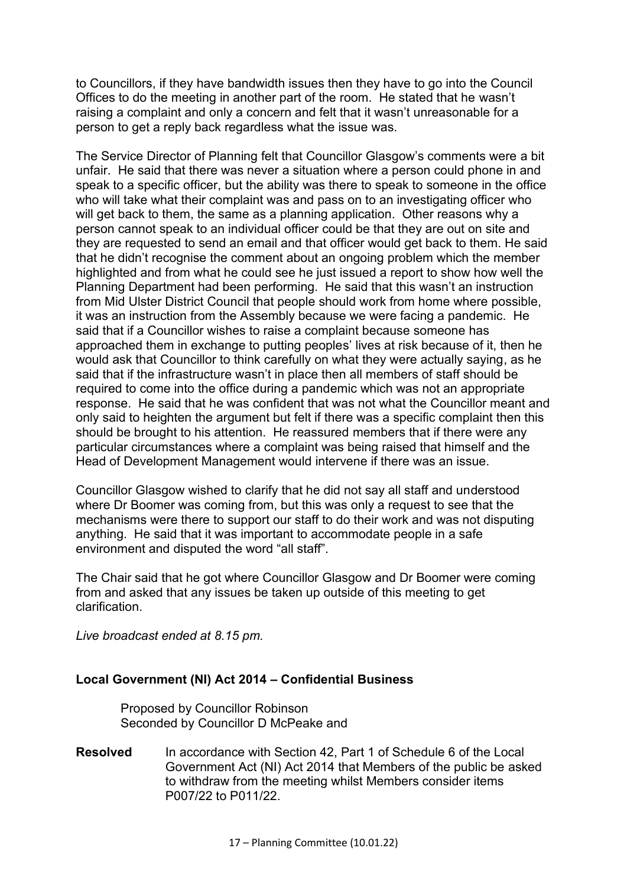to Councillors, if they have bandwidth issues then they have to go into the Council Offices to do the meeting in another part of the room. He stated that he wasn't raising a complaint and only a concern and felt that it wasn't unreasonable for a person to get a reply back regardless what the issue was.

The Service Director of Planning felt that Councillor Glasgow's comments were a bit unfair. He said that there was never a situation where a person could phone in and speak to a specific officer, but the ability was there to speak to someone in the office who will take what their complaint was and pass on to an investigating officer who will get back to them, the same as a planning application. Other reasons why a person cannot speak to an individual officer could be that they are out on site and they are requested to send an email and that officer would get back to them. He said that he didn't recognise the comment about an ongoing problem which the member highlighted and from what he could see he just issued a report to show how well the Planning Department had been performing. He said that this wasn't an instruction from Mid Ulster District Council that people should work from home where possible, it was an instruction from the Assembly because we were facing a pandemic. He said that if a Councillor wishes to raise a complaint because someone has approached them in exchange to putting peoples' lives at risk because of it, then he would ask that Councillor to think carefully on what they were actually saying, as he said that if the infrastructure wasn't in place then all members of staff should be required to come into the office during a pandemic which was not an appropriate response. He said that he was confident that was not what the Councillor meant and only said to heighten the argument but felt if there was a specific complaint then this should be brought to his attention. He reassured members that if there were any particular circumstances where a complaint was being raised that himself and the Head of Development Management would intervene if there was an issue.

Councillor Glasgow wished to clarify that he did not say all staff and understood where Dr Boomer was coming from, but this was only a request to see that the mechanisms were there to support our staff to do their work and was not disputing anything. He said that it was important to accommodate people in a safe environment and disputed the word "all staff".

The Chair said that he got where Councillor Glasgow and Dr Boomer were coming from and asked that any issues be taken up outside of this meeting to get clarification.

*Live broadcast ended at 8.15 pm.*

**Local Government (NI) Act 2014 – Confidential Business**

Proposed by Councillor Robinson
Seconded by Councillor D McPeake and

**Resolved** In accordance with Section 42, Part 1 of Schedule 6 of the Local Government Act (NI) Act 2014 that Members of the public be asked to withdraw from the meeting whilst Members consider items P007/22 to P011/22.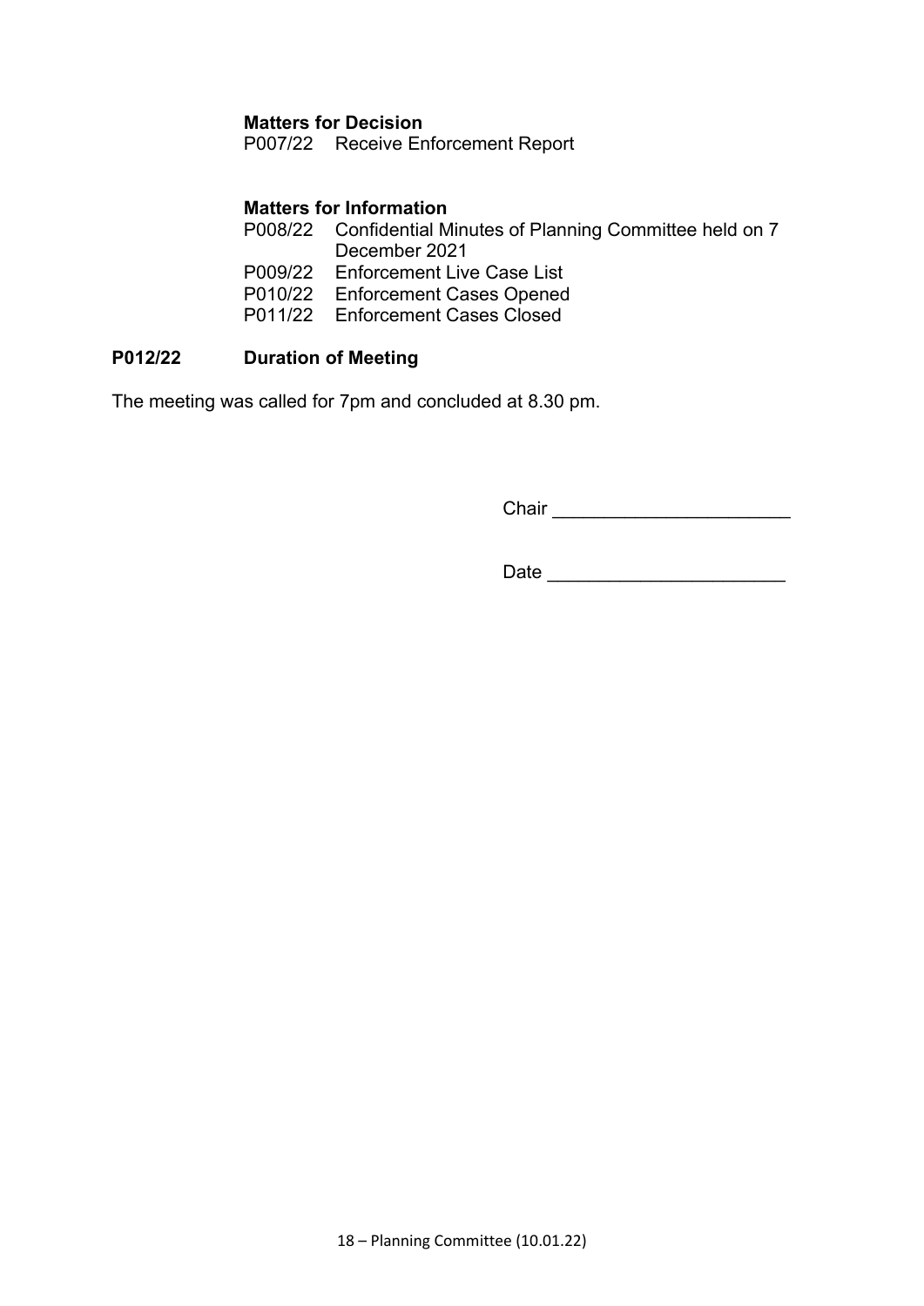**Matters for Decision**

P007/22 Receive Enforcement Report

**Matters for Information**

P008/22 Confidential Minutes of Planning Committee held on 7 December 2021
P009/22 Enforcement Live Case List
P010/22 Enforcement Cases Opened
P011/22 Enforcement Cases Closed

**P012/22 Duration of Meeting**

The meeting was called for 7pm and concluded at 8.30 pm.

Chair ______________________

Date ______________________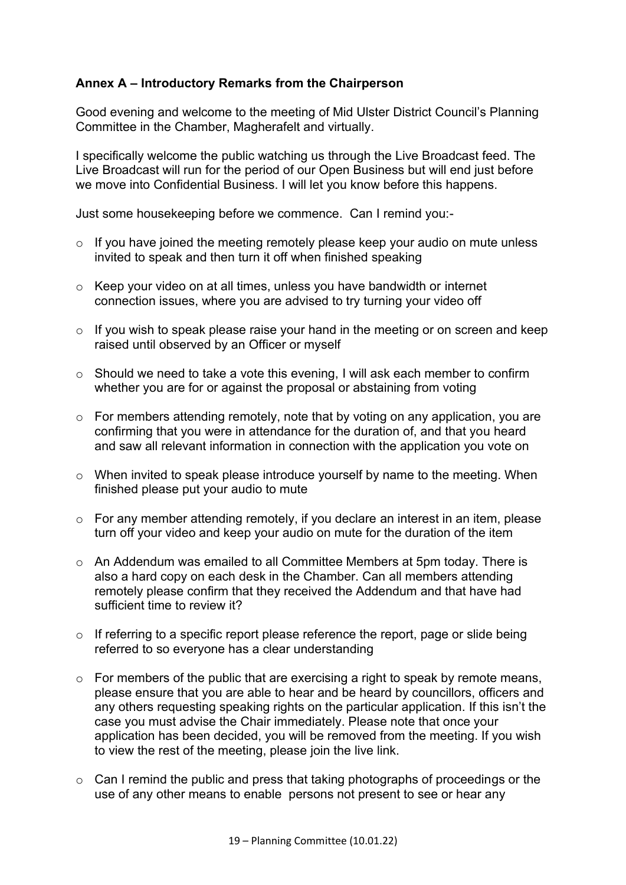**Annex A – Introductory Remarks from the Chairperson**

Good evening and welcome to the meeting of Mid Ulster District Council's Planning Committee in the Chamber, Magherafelt and virtually.

I specifically welcome the public watching us through the Live Broadcast feed. The Live Broadcast will run for the period of our Open Business but will end just before we move into Confidential Business. I will let you know before this happens.

Just some housekeeping before we commence. Can I remind you:-

- If you have joined the meeting remotely please keep your audio on mute unless invited to speak and then turn it off when finished speaking
- Keep your video on at all times, unless you have bandwidth or internet connection issues, where you are advised to try turning your video off
- If you wish to speak please raise your hand in the meeting or on screen and keep raised until observed by an Officer or myself
- Should we need to take a vote this evening, I will ask each member to confirm whether you are for or against the proposal or abstaining from voting
- For members attending remotely, note that by voting on any application, you are confirming that you were in attendance for the duration of, and that you heard and saw all relevant information in connection with the application you vote on
- When invited to speak please introduce yourself by name to the meeting. When finished please put your audio to mute
- For any member attending remotely, if you declare an interest in an item, please turn off your video and keep your audio on mute for the duration of the item
- An Addendum was emailed to all Committee Members at 5pm today. There is also a hard copy on each desk in the Chamber. Can all members attending remotely please confirm that they received the Addendum and that have had sufficient time to review it?
- If referring to a specific report please reference the report, page or slide being referred to so everyone has a clear understanding
- For members of the public that are exercising a right to speak by remote means, please ensure that you are able to hear and be heard by councillors, officers and any others requesting speaking rights on the particular application. If this isn't the case you must advise the Chair immediately. Please note that once your application has been decided, you will be removed from the meeting. If you wish to view the rest of the meeting, please join the live link.
- Can I remind the public and press that taking photographs of proceedings or the use of any other means to enable persons not present to see or hear any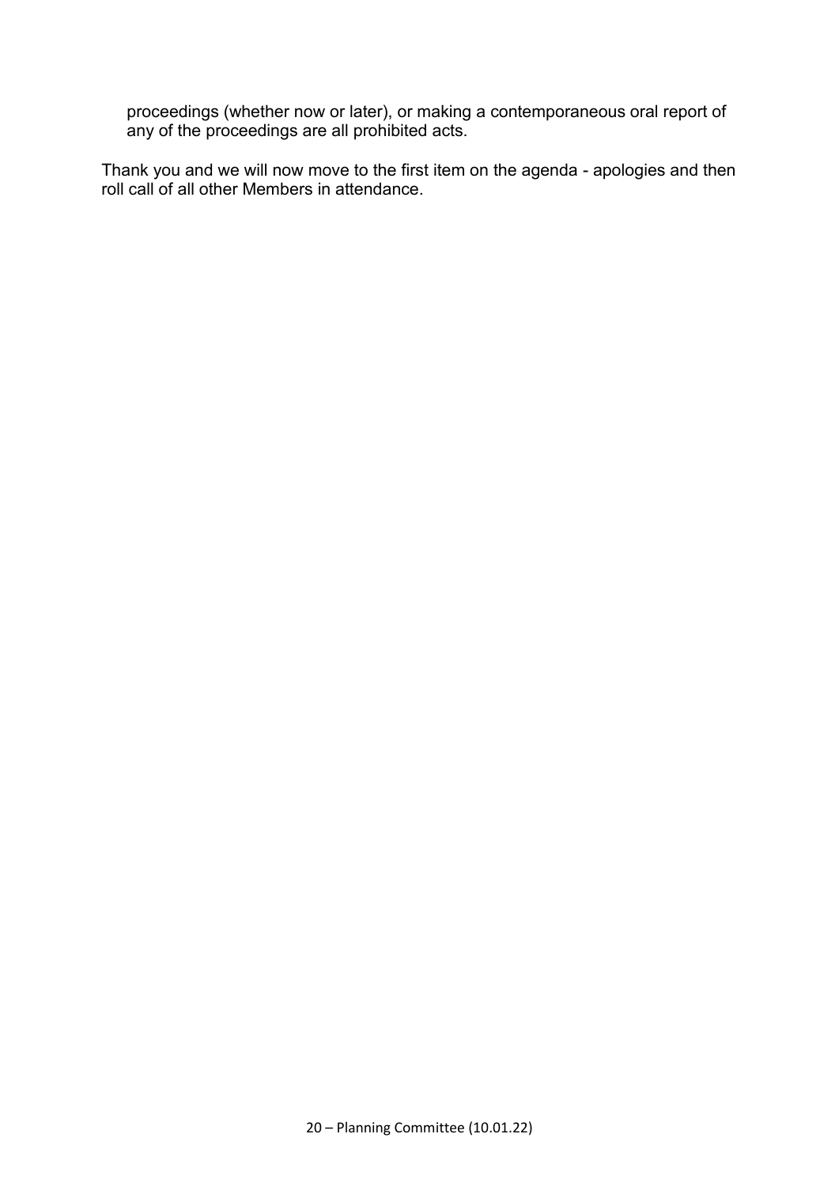proceedings (whether now or later), or making a contemporaneous oral report of any of the proceedings are all prohibited acts.

Thank you and we will now move to the first item on the agenda - apologies and then roll call of all other Members in attendance.